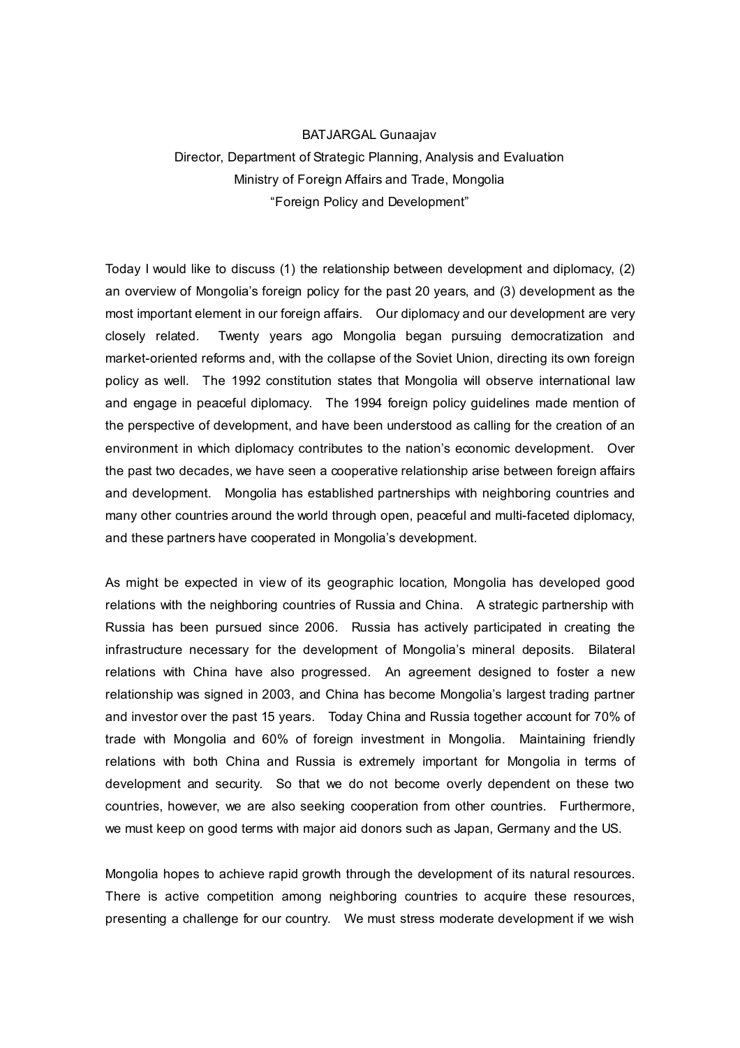BATJARGAL Gunaajav

Director, Department of Strategic Planning, Analysis and Evaluation

Ministry of Foreign Affairs and Trade, Mongolia

"Foreign Policy and Development"

Today I would like to discuss (1) the relationship between development and diplomacy, (2) an overview of Mongolia's foreign policy for the past 20 years, and (3) development as the most important element in our foreign affairs. Our diplomacy and our development are very closely related. Twenty years ago Mongolia began pursuing democratization and market-oriented reforms and, with the collapse of the Soviet Union, directing its own foreign policy as well. The 1992 constitution states that Mongolia will observe international law and engage in peaceful diplomacy. The 1994 foreign policy guidelines made mention of the perspective of development, and have been understood as calling for the creation of an environment in which diplomacy contributes to the nation's economic development. Over the past two decades, we have seen a cooperative relationship arise between foreign affairs and development. Mongolia has established partnerships with neighboring countries and many other countries around the world through open, peaceful and multi-faceted diplomacy, and these partners have cooperated in Mongolia's development.

As might be expected in view of its geographic location, Mongolia has developed good relations with the neighboring countries of Russia and China. A strategic partnership with Russia has been pursued since 2006. Russia has actively participated in creating the infrastructure necessary for the development of Mongolia's mineral deposits. Bilateral relations with China have also progressed. An agreement designed to foster a new relationship was signed in 2003, and China has become Mongolia's largest trading partner and investor over the past 15 years. Today China and Russia together account for 70% of trade with Mongolia and 60% of foreign investment in Mongolia. Maintaining friendly relations with both China and Russia is extremely important for Mongolia in terms of development and security. So that we do not become overly dependent on these two countries, however, we are also seeking cooperation from other countries. Furthermore, we must keep on good terms with major aid donors such as Japan, Germany and the US.

Mongolia hopes to achieve rapid growth through the development of its natural resources. There is active competition among neighboring countries to acquire these resources, presenting a challenge for our country. We must stress moderate development if we wish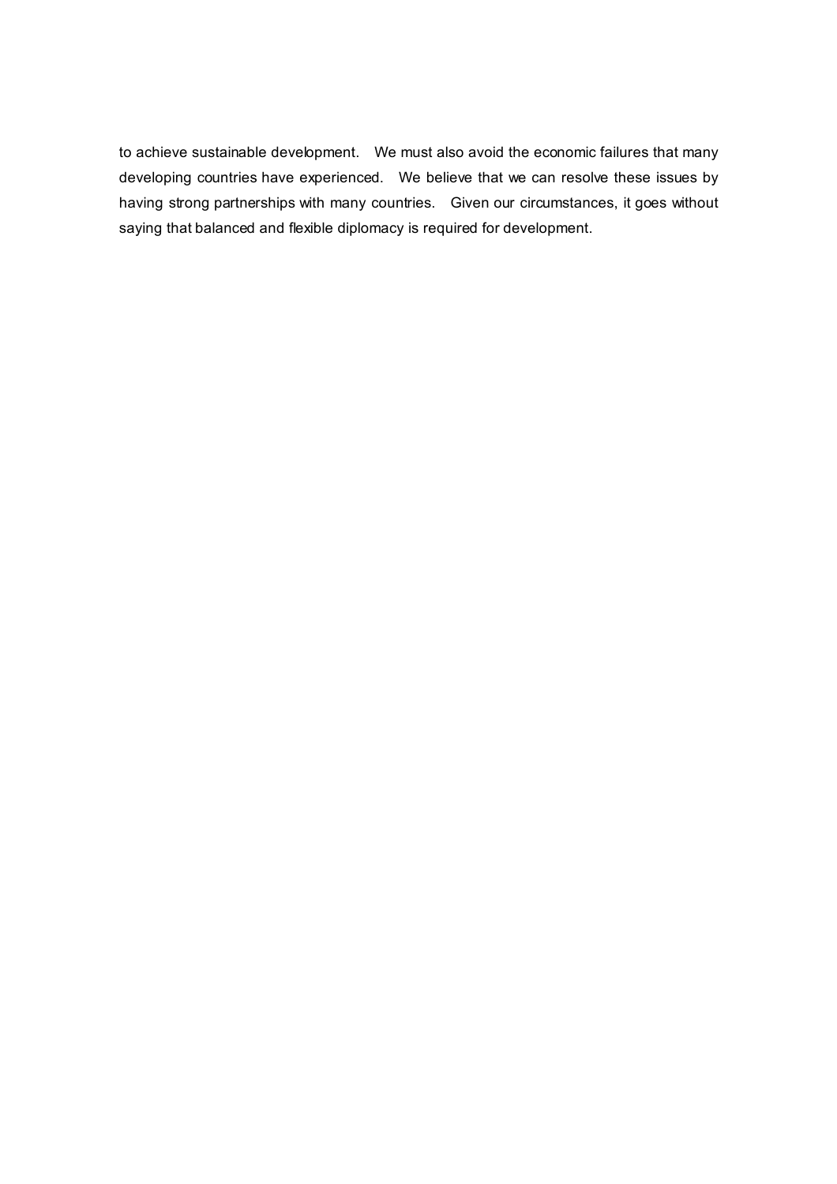to achieve sustainable development. We must also avoid the economic failures that many developing countries have experienced. We believe that we can resolve these issues by having strong partnerships with many countries. Given our circumstances, it goes without saying that balanced and flexible diplomacy is required for development.